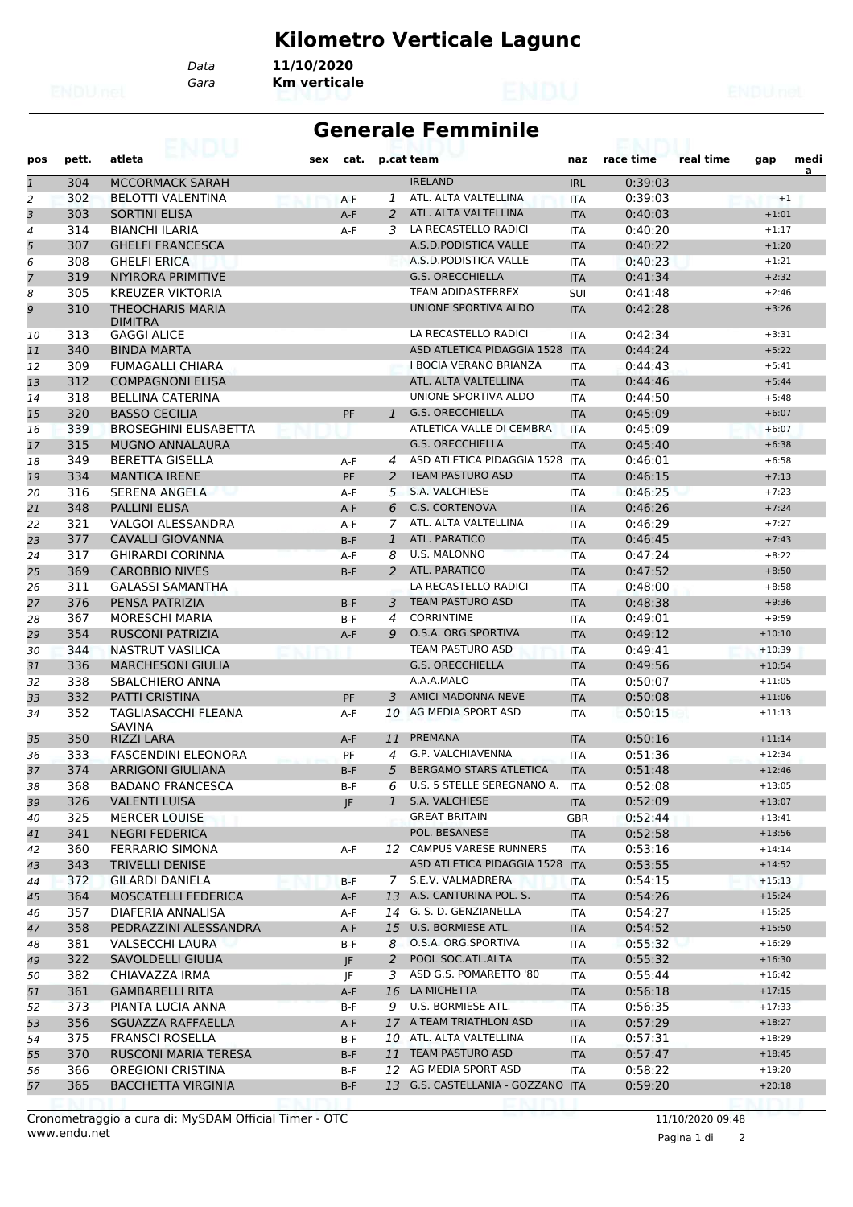# Kilometro Verticale Lagunc

Data **11/10/2020**

Gara **Km verticale**

## Generale Femminile

| pos | pett. | atleta | sex | cat. | p.cat | team | naz | race time | real time | gap | medi a |
|---|---|---|---|---|---|---|---|---|---|---|---|
| 1 | 304 | MCCORMACK SARAH | | | | IRELAND | IRL | 0:39:03 | | | |
| 2 | 302 | BELOTTI VALENTINA | | A-F | 1 | ATL. ALTA VALTELLINA | ITA | 0:39:03 | | +1 | |
| 3 | 303 | SORTINI ELISA | | A-F | 2 | ATL. ALTA VALTELLINA | ITA | 0:40:03 | | +1:01 | |
| 4 | 314 | BIANCHI ILARIA | | A-F | 3 | LA RECASTELLO RADICI | ITA | 0:40:20 | | +1:17 | |
| 5 | 307 | GHELFI FRANCESCA | | | | A.S.D.PODISTICA VALLE | ITA | 0:40:22 | | +1:20 | |
| 6 | 308 | GHELFI ERICA | | | | A.S.D.PODISTICA VALLE | ITA | 0:40:23 | | +1:21 | |
| 7 | 319 | NIYIRORA PRIMITIVE | | | | G.S. ORECCHIELLA | ITA | 0:41:34 | | +2:32 | |
| 8 | 305 | KREUZER VIKTORIA | | | | TEAM ADIDASTERREX | SUI | 0:41:48 | | +2:46 | |
| 9 | 310 | THEOCHARIS MARIA DIMITRA | | | | UNIONE SPORTIVA ALDO | ITA | 0:42:28 | | +3:26 | |
| 10 | 313 | GAGGI ALICE | | | | LA RECASTELLO RADICI | ITA | 0:42:34 | | +3:31 | |
| 11 | 340 | BINDA MARTA | | | | ASD ATLETICA PIDAGGIA 1528 | ITA | 0:44:24 | | +5:22 | |
| 12 | 309 | FUMAGALLI CHIARA | | | | I BOCIA VERANO BRIANZA | ITA | 0:44:43 | | +5:41 | |
| 13 | 312 | COMPAGNONI ELISA | | | | ATL. ALTA VALTELLINA | ITA | 0:44:46 | | +5:44 | |
| 14 | 318 | BELLINA CATERINA | | | | UNIONE SPORTIVA ALDO | ITA | 0:44:50 | | +5:48 | |
| 15 | 320 | BASSO CECILIA | | PF | 1 | G.S. ORECCHIELLA | ITA | 0:45:09 | | +6:07 | |
| 16 | 339 | BROSEGHINI ELISABETTA | | | | ATLETICA VALLE DI CEMBRA | ITA | 0:45:09 | | +6:07 | |
| 17 | 315 | MUGNO ANNALAURA | | | | G.S. ORECCHIELLA | ITA | 0:45:40 | | +6:38 | |
| 18 | 349 | BERETTA GISELLA | | A-F | 4 | ASD ATLETICA PIDAGGIA 1528 | ITA | 0:46:01 | | +6:58 | |
| 19 | 334 | MANTICA IRENE | | PF | 2 | TEAM PASTURO ASD | ITA | 0:46:15 | | +7:13 | |
| 20 | 316 | SERENA ANGELA | | A-F | 5 | S.A. VALCHIESE | ITA | 0:46:25 | | +7:23 | |
| 21 | 348 | PALLINI ELISA | | A-F | 6 | C.S. CORTENOVA | ITA | 0:46:26 | | +7:24 | |
| 22 | 321 | VALGOI ALESSANDRA | | A-F | 7 | ATL. ALTA VALTELLINA | ITA | 0:46:29 | | +7:27 | |
| 23 | 377 | CAVALLI GIOVANNA | | B-F | 1 | ATL. PARATICO | ITA | 0:46:45 | | +7:43 | |
| 24 | 317 | GHIRARDI CORINNA | | A-F | 8 | U.S. MALONNO | ITA | 0:47:24 | | +8:22 | |
| 25 | 369 | CAROBBIO NIVES | | B-F | 2 | ATL. PARATICO | ITA | 0:47:52 | | +8:50 | |
| 26 | 311 | GALASSI SAMANTHA | | | | LA RECASTELLO RADICI | ITA | 0:48:00 | | +8:58 | |
| 27 | 376 | PENSA PATRIZIA | | B-F | 3 | TEAM PASTURO ASD | ITA | 0:48:38 | | +9:36 | |
| 28 | 367 | MORESCHI MARIA | | B-F | 4 | CORRINTIME | ITA | 0:49:01 | | +9:59 | |
| 29 | 354 | RUSCONI PATRIZIA | | A-F | 9 | O.S.A. ORG.SPORTIVA | ITA | 0:49:12 | | +10:10 | |
| 30 | 344 | NASTRUT VASILICA | | | | TEAM PASTURO ASD | ITA | 0:49:41 | | +10:39 | |
| 31 | 336 | MARCHESONI GIULIA | | | | G.S. ORECCHIELLA | ITA | 0:49:56 | | +10:54 | |
| 32 | 338 | SBALCHIERO ANNA | | | | A.A.A.MALO | ITA | 0:50:07 | | +11:05 | |
| 33 | 332 | PATTI CRISTINA | | PF | 3 | AMICI MADONNA NEVE | ITA | 0:50:08 | | +11:06 | |
| 34 | 352 | TAGLIASACCHI FLEANA SAVINA | | A-F | 10 | AG MEDIA SPORT ASD | ITA | 0:50:15 | | +11:13 | |
| 35 | 350 | RIZZI LARA | | A-F | 11 | PREMANA | ITA | 0:50:16 | | +11:14 | |
| 36 | 333 | FASCENDINI ELEONORA | | PF | 4 | G.P. VALCHIAVENNA | ITA | 0:51:36 | | +12:34 | |
| 37 | 374 | ARRIGONI GIULIANA | | B-F | 5 | BERGAMO STARS ATLETICA | ITA | 0:51:48 | | +12:46 | |
| 38 | 368 | BADANO FRANCESCA | | B-F | 6 | U.S. 5 STELLE SEREGNANO A. | ITA | 0:52:08 | | +13:05 | |
| 39 | 326 | VALENTI LUISA | | JF | 1 | S.A. VALCHIESE | ITA | 0:52:09 | | +13:07 | |
| 40 | 325 | MERCER LOUISE | | | | GREAT BRITAIN | GBR | 0:52:44 | | +13:41 | |
| 41 | 341 | NEGRI FEDERICA | | | | POL. BESANESE | ITA | 0:52:58 | | +13:56 | |
| 42 | 360 | FERRARIO SIMONA | | A-F | 12 | CAMPUS VARESE RUNNERS | ITA | 0:53:16 | | +14:14 | |
| 43 | 343 | TRIVELLI DENISE | | | | ASD ATLETICA PIDAGGIA 1528 | ITA | 0:53:55 | | +14:52 | |
| 44 | 372 | GILARDI DANIELA | | B-F | 7 | S.E.V. VALMADRERA | ITA | 0:54:15 | | +15:13 | |
| 45 | 364 | MOSCATELLI FEDERICA | | A-F | 13 | A.S. CANTURINA POL. S. | ITA | 0:54:26 | | +15:24 | |
| 46 | 357 | DIAFERIA ANNALISA | | A-F | 14 | G. S. D. GENZIANELLA | ITA | 0:54:27 | | +15:25 | |
| 47 | 358 | PEDRAZZINI ALESSANDRA | | A-F | 15 | U.S. BORMIESE ATL. | ITA | 0:54:52 | | +15:50 | |
| 48 | 381 | VALSECCHI LAURA | | B-F | 8 | O.S.A. ORG.SPORTIVA | ITA | 0:55:32 | | +16:29 | |
| 49 | 322 | SAVOLDELLI GIULIA | | JF | 2 | POOL SOC.ATL.ALTA | ITA | 0:55:32 | | +16:30 | |
| 50 | 382 | CHIAVAZZA IRMA | | JF | 3 | ASD G.S. POMARETTO '80 | ITA | 0:55:44 | | +16:42 | |
| 51 | 361 | GAMBARELLI RITA | | A-F | 16 | LA MICHETTA | ITA | 0:56:18 | | +17:15 | |
| 52 | 373 | PIANTA LUCIA ANNA | | B-F | 9 | U.S. BORMIESE ATL. | ITA | 0:56:35 | | +17:33 | |
| 53 | 356 | SGUAZZA RAFFAELLA | | A-F | 17 | A TEAM TRIATHLON ASD | ITA | 0:57:29 | | +18:27 | |
| 54 | 375 | FRANSCI ROSELLA | | B-F | 10 | ATL. ALTA VALTELLINA | ITA | 0:57:31 | | +18:29 | |
| 55 | 370 | RUSCONI MARIA TERESA | | B-F | 11 | TEAM PASTURO ASD | ITA | 0:57:47 | | +18:45 | |
| 56 | 366 | OREGIONI CRISTINA | | B-F | 12 | AG MEDIA SPORT ASD | ITA | 0:58:22 | | +19:20 | |
| 57 | 365 | BACCHETTA VIRGINIA | | B-F | 13 | G.S. CASTELLANIA - GOZZANO | ITA | 0:59:20 | | +20:18 | |

Cronometraggio a cura di: MySDAM Official Timer - OTC
www.endu.net

11/10/2020 09:48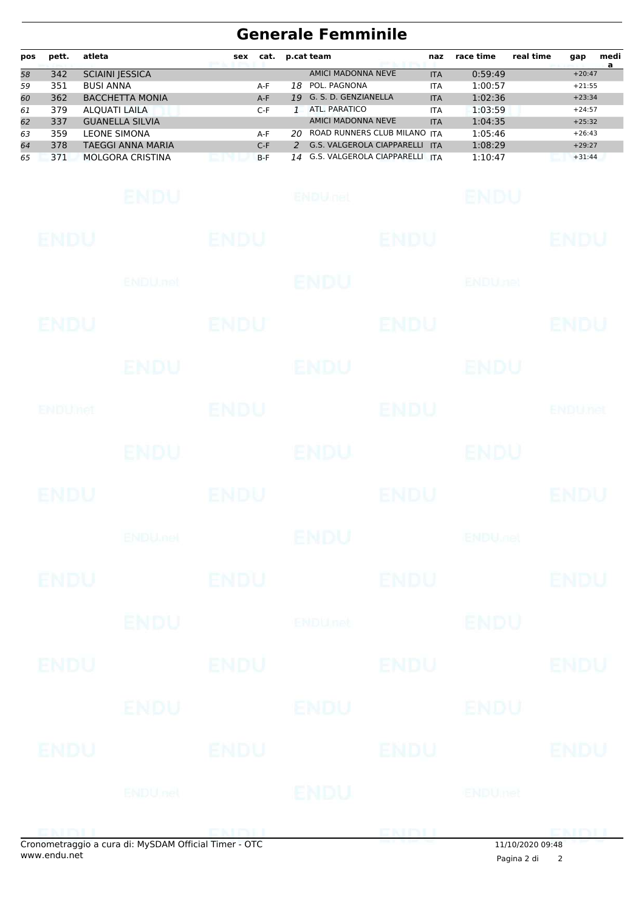# Generale Femminile

| pos | pett. | atleta | sex | cat. | p.cat | team | naz | race time | real time | gap | media |
|---|---|---|---|---|---|---|---|---|---|---|---|
| 58 | 342 | SCIAINI JESSICA | | | | AMICI MADONNA NEVE | ITA | 0:59:49 | | +20:47 | |
| 59 | 351 | BUSI ANNA | | A-F | 18 | POL. PAGNONA | ITA | 1:00:57 | | +21:55 | |
| 60 | 362 | BACCHETTA MONIA | | A-F | 19 | G. S. D. GENZIANELLA | ITA | 1:02:36 | | +23:34 | |
| 61 | 379 | ALQUATI LAILA | | C-F | 1 | ATL. PARATICO | ITA | 1:03:59 | | +24:57 | |
| 62 | 337 | GUANELLA SILVIA | | | | AMICI MADONNA NEVE | ITA | 1:04:35 | | +25:32 | |
| 63 | 359 | LEONE SIMONA | | A-F | 20 | ROAD RUNNERS CLUB MILANO | ITA | 1:05:46 | | +26:43 | |
| 64 | 378 | TAEGGI ANNA MARIA | | C-F | 2 | G.S. VALGEROLA CIAPPARELLI | ITA | 1:08:29 | | +29:27 | |
| 65 | 371 | MOLGORA CRISTINA | | B-F | 14 | G.S. VALGEROLA CIAPPARELLI | ITA | 1:10:47 | | +31:44 | |

Cronometraggio a cura di: MySDAM Official Timer - OTC
www.endu.net

11/10/2020 09:48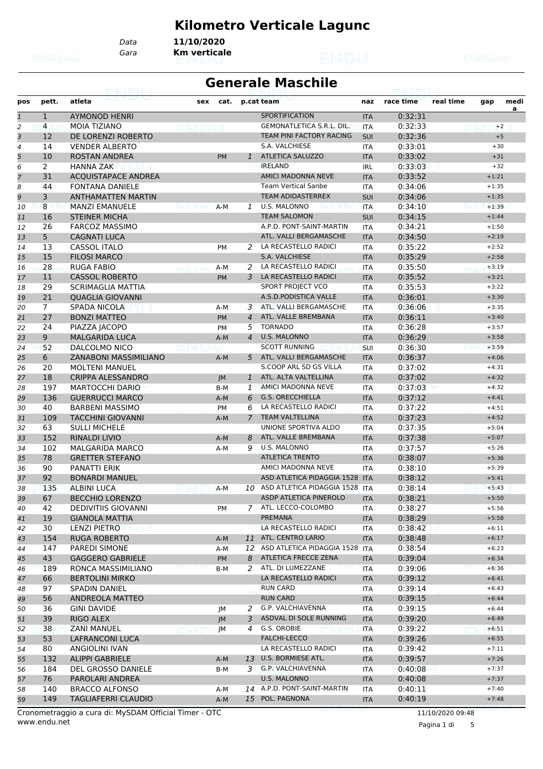# Kilometro Verticale Lagunc

Data **11/10/2020**
Gara **Km verticale**

## Generale Maschile

| pos | pett. | atleta | sex | cat. | p.cat | team | naz | race time | real time | gap | media |
|---|---|---|---|---|---|---|---|---|---|---|---|
| 1 | 1 | AYMONOD HENRI | | | | SPORTIFICATION | ITA | 0:32:31 | | | |
| 2 | 4 | MOIA TIZIANO | | | | GEMONATLETICA S.R.L. DIL. | ITA | 0:32:33 | | +2 | |
| 3 | 12 | DE LORENZI ROBERTO | | | | TEAM PINI FACTORY RACING | SUI | 0:32:36 | | +5 | |
| 4 | 14 | VENDER ALBERTO | | | | S.A. VALCHIESE | ITA | 0:33:01 | | +30 | |
| 5 | 10 | ROSTAN ANDREA | | PM | 1 | ATLETICA SALUZZO | ITA | 0:33:02 | | +31 | |
| 6 | 2 | HANNA ZAK | | | | IRELAND | IRL | 0:33:03 | | +32 | |
| 7 | 31 | ACQUISTAPACE ANDREA | | | | AMICI MADONNA NEVE | ITA | 0:33:52 | | +1:21 | |
| 8 | 44 | FONTANA DANIELE | | | | Team Vertical Sanbe | ITA | 0:34:06 | | +1:35 | |
| 9 | 3 | ANTHAMATTEN MARTIN | | | | TEAM ADIDASTERREX | SUI | 0:34:06 | | +1:35 | |
| 10 | 8 | MANZI EMANUELE | | A-M | 1 | U.S. MALONNO | ITA | 0:34:10 | | +1:39 | |
| 11 | 16 | STEINER MICHA | | | | TEAM SALOMON | SUI | 0:34:15 | | +1:44 | |
| 12 | 26 | FARCOZ MASSIMO | | | | A.P.D. PONT-SAINT-MARTIN | ITA | 0:34:21 | | +1:50 | |
| 13 | 5 | CAGNATI LUCA | | | | ATL. VALLI BERGAMASCHE | ITA | 0:34:50 | | +2:19 | |
| 14 | 13 | CASSOL ITALO | | PM | 2 | LA RECASTELLO RADICI | ITA | 0:35:22 | | +2:52 | |
| 15 | 15 | FILOSI MARCO | | | | S.A. VALCHIESE | ITA | 0:35:29 | | +2:58 | |
| 16 | 28 | RUGA FABIO | | A-M | 2 | LA RECASTELLO RADICI | ITA | 0:35:50 | | +3:19 | |
| 17 | 11 | CASSOL ROBERTO | | PM | 3 | LA RECASTELLO RADICI | ITA | 0:35:52 | | +3:21 | |
| 18 | 29 | SCRIMAGLIA MATTIA | | | | SPORT PROJECT VCO | ITA | 0:35:53 | | +3:22 | |
| 19 | 21 | QUAGLIA GIOVANNI | | | | A.S.D.PODISTICA VALLE | ITA | 0:36:01 | | +3:30 | |
| 20 | 7 | SPADA NICOLA | | A-M | 3 | ATL. VALLI BERGAMASCHE | ITA | 0:36:06 | | +3:35 | |
| 21 | 27 | BONZI MATTEO | | PM | 4 | ATL. VALLE BREMBANA | ITA | 0:36:11 | | +3:40 | |
| 22 | 24 | PIAZZA JACOPO | | PM | 5 | TORNADO | ITA | 0:36:28 | | +3:57 | |
| 23 | 9 | MALGARIDA LUCA | | A-M | 4 | U.S. MALONNO | ITA | 0:36:29 | | +3:58 | |
| 24 | 52 | DALCOLMO NICO | | | | SCOTT RUNNING | SUI | 0:36:30 | | +3:59 | |
| 25 | 6 | ZANABONI MASSIMILIANO | | A-M | 5 | ATL. VALLI BERGAMASCHE | ITA | 0:36:37 | | +4:06 | |
| 26 | 20 | MOLTENI MANUEL | | | | S.COOP ARL SD GS VILLA | ITA | 0:37:02 | | +4:31 | |
| 27 | 18 | CRIPPA ALESSANDRO | | JM | 1 | ATL. ALTA VALTELLINA | ITA | 0:37:02 | | +4:32 | |
| 28 | 197 | MARTOCCHI DARIO | | B-M | 1 | AMICI MADONNA NEVE | ITA | 0:37:03 | | +4:32 | |
| 29 | 136 | GUERRUCCI MARCO | | A-M | 6 | G.S. ORECCHIELLA | ITA | 0:37:12 | | +4:41 | |
| 30 | 40 | BARBENI MASSIMO | | PM | 6 | LA RECASTELLO RADICI | ITA | 0:37:22 | | +4:51 | |
| 31 | 109 | TACCHINI GIOVANNI | | A-M | 7 | TEAM VALTELLINA | ITA | 0:37:23 | | +4:52 | |
| 32 | 63 | SULLI MICHELE | | | | UNIONE SPORTIVA ALDO | ITA | 0:37:35 | | +5:04 | |
| 33 | 152 | RINALDI LIVIO | | A-M | 8 | ATL. VALLE BREMBANA | ITA | 0:37:38 | | +5:07 | |
| 34 | 102 | MALGARIDA MARCO | | A-M | 9 | U.S. MALONNO | ITA | 0:37:57 | | +5:26 | |
| 35 | 78 | GRETTER STEFANO | | | | ATLETICA TRENTO | ITA | 0:38:07 | | +5:36 | |
| 36 | 90 | PANATTI ERIK | | | | AMICI MADONNA NEVE | ITA | 0:38:10 | | +5:39 | |
| 37 | 92 | BONARDI MANUEL | | | | ASD ATLETICA PIDAGGIA 1528 | ITA | 0:38:12 | | +5:41 | |
| 38 | 135 | ALBINI LUCA | | A-M | 10 | ASD ATLETICA PIDAGGIA 1528 | ITA | 0:38:14 | | +5:43 | |
| 39 | 67 | BECCHIO LORENZO | | | | ASDP ATLETICA PINEROLO | ITA | 0:38:21 | | +5:50 | |
| 40 | 42 | DEDIVITIIS GIOVANNI | | PM | 7 | ATL. LECCO-COLOMBO | ITA | 0:38:27 | | +5:56 | |
| 41 | 19 | GIANOLA MATTIA | | | | PREMANA | ITA | 0:38:29 | | +5:58 | |
| 42 | 30 | LENZI PIETRO | | | | LA RECASTELLO RADICI | ITA | 0:38:42 | | +6:11 | |
| 43 | 154 | RUGA ROBERTO | | A-M | 11 | ATL. CENTRO LARIO | ITA | 0:38:48 | | +6:17 | |
| 44 | 147 | PAREDI SIMONE | | A-M | 12 | ASD ATLETICA PIDAGGIA 1528 | ITA | 0:38:54 | | +6:23 | |
| 45 | 43 | GAGGERO GABRIELE | | PM | 8 | ATLETICA FRECCE ZENA | ITA | 0:39:04 | | +6:34 | |
| 46 | 189 | RONCA MASSIMILIANO | | B-M | 2 | ATL. DI LUMEZZANE | ITA | 0:39:06 | | +6:36 | |
| 47 | 66 | BERTOLINI MIRKO | | | | LA RECASTELLO RADICI | ITA | 0:39:12 | | +6:41 | |
| 48 | 97 | SPADIN DANIEL | | | | RUN CARD | ITA | 0:39:14 | | +6:43 | |
| 49 | 56 | ANDREOLA MATTEO | | | | RUN CARD | ITA | 0:39:15 | | +6:44 | |
| 50 | 36 | GINI DAVIDE | | JM | 2 | G.P. VALCHIAVENNA | ITA | 0:39:15 | | +6:44 | |
| 51 | 39 | RIGO ALEX | | JM | 3 | ASDVAL DI SOLE RUNNING | ITA | 0:39:20 | | +6:49 | |
| 52 | 38 | ZANI MANUEL | | JM | 4 | G.S. OROBIE | ITA | 0:39:22 | | +6:51 | |
| 53 | 53 | LAFRANCONI LUCA | | | | FALCHI-LECCO | ITA | 0:39:26 | | +6:55 | |
| 54 | 80 | ANGIOLINI IVAN | | | | LA RECASTELLO RADICI | ITA | 0:39:42 | | +7:11 | |
| 55 | 132 | ALIPPI GABRIELE | | A-M | 13 | U.S. BORMIESE ATL. | ITA | 0:39:57 | | +7:26 | |
| 56 | 184 | DEL GROSSO DANIELE | | B-M | 3 | G.P. VALCHIAVENNA | ITA | 0:40:08 | | +7:37 | |
| 57 | 76 | PAROLARI ANDREA | | | | U.S. MALONNO | ITA | 0:40:08 | | +7:37 | |
| 58 | 140 | BRACCO ALFONSO | | A-M | 14 | A.P.D. PONT-SAINT-MARTIN | ITA | 0:40:11 | | +7:40 | |
| 59 | 149 | TAGLIAFERRI CLAUDIO | | A-M | 15 | POL. PAGNONA | ITA | 0:40:19 | | +7:48 | |

Cronometraggio a cura di: MySDAM Official Timer - OTC
www.endu.net

11/10/2020 09:48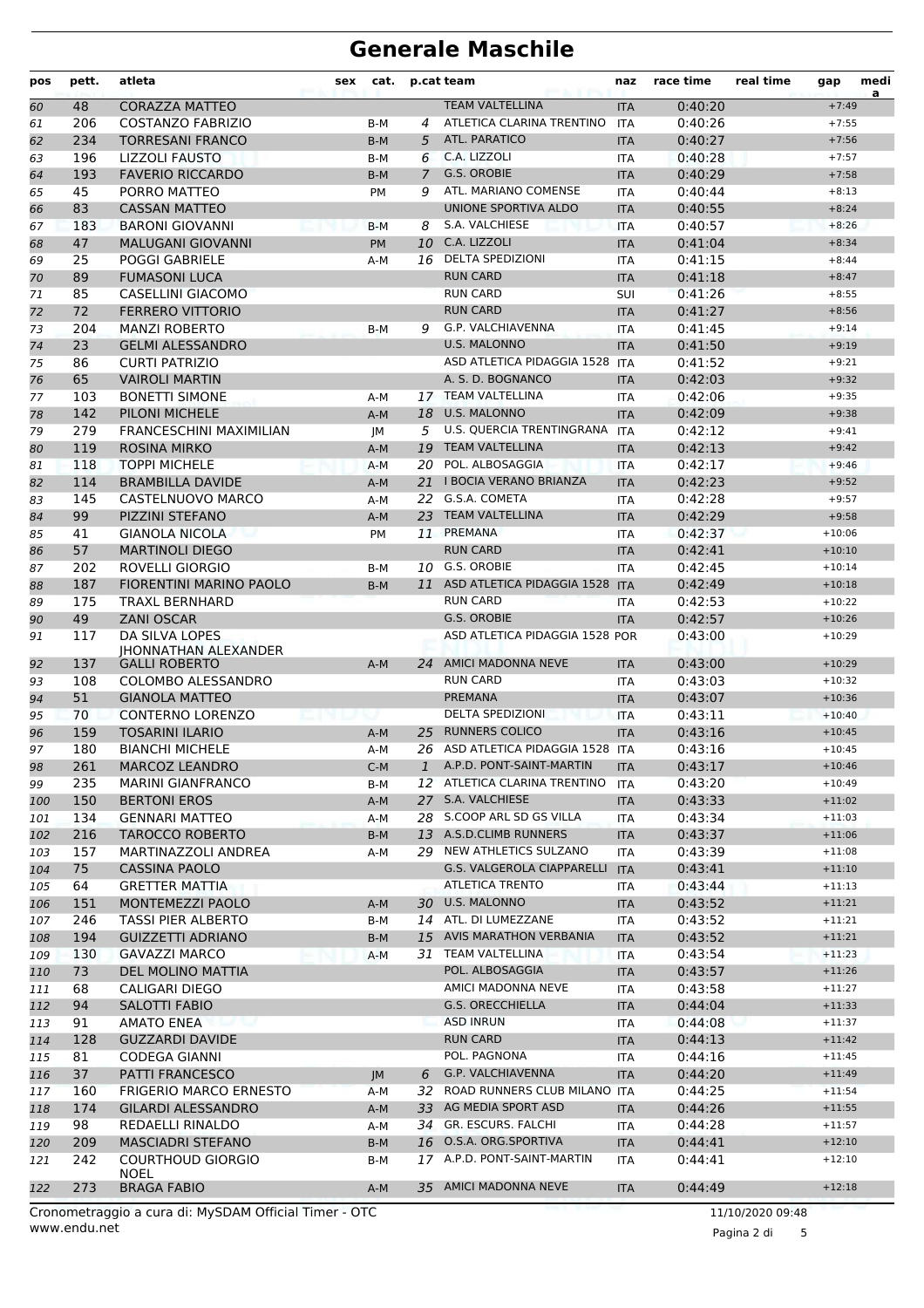# Generale Maschile

| pos | pett. | atleta | sex | cat. | p.cat | team | naz | race time | real time | gap | media |
|---|---|---|---|---|---|---|---|---|---|---|---|
| 60 | 48 | CORAZZA MATTEO | | | | TEAM VALTELLINA | ITA | 0:40:20 | | +7:49 | |
| 61 | 206 | COSTANZO FABRIZIO | | B-M | 4 | ATLETICA CLARINA TRENTINO | ITA | 0:40:26 | | +7:55 | |
| 62 | 234 | TORRESANI FRANCO | | B-M | 5 | ATL. PARATICO | ITA | 0:40:27 | | +7:56 | |
| 63 | 196 | LIZZOLI FAUSTO | | B-M | 6 | C.A. LIZZOLI | ITA | 0:40:28 | | +7:57 | |
| 64 | 193 | FAVERIO RICCARDO | | B-M | 7 | G.S. OROBIE | ITA | 0:40:29 | | +7:58 | |
| 65 | 45 | PORRO MATTEO | | PM | 9 | ATL. MARIANO COMENSE | ITA | 0:40:44 | | +8:13 | |
| 66 | 83 | CASSAN MATTEO | | | | UNIONE SPORTIVA ALDO | ITA | 0:40:55 | | +8:24 | |
| 67 | 183 | BARONI GIOVANNI | | B-M | 8 | S.A. VALCHIESE | ITA | 0:40:57 | | +8:26 | |
| 68 | 47 | MALUGANI GIOVANNI | | PM | 10 | C.A. LIZZOLI | ITA | 0:41:04 | | +8:34 | |
| 69 | 25 | POGGI GABRIELE | | A-M | 16 | DELTA SPEDIZIONI | ITA | 0:41:15 | | +8:44 | |
| 70 | 89 | FUMASONI LUCA | | | | RUN CARD | ITA | 0:41:18 | | +8:47 | |
| 71 | 85 | CASELLINI GIACOMO | | | | RUN CARD | SUI | 0:41:26 | | +8:55 | |
| 72 | 72 | FERRERO VITTORIO | | | | RUN CARD | ITA | 0:41:27 | | +8:56 | |
| 73 | 204 | MANZI ROBERTO | | B-M | 9 | G.P. VALCHIAVENNA | ITA | 0:41:45 | | +9:14 | |
| 74 | 23 | GELMI ALESSANDRO | | | | U.S. MALONNO | ITA | 0:41:50 | | +9:19 | |
| 75 | 86 | CURTI PATRIZIO | | | | ASD ATLETICA PIDAGGIA 1528 | ITA | 0:41:52 | | +9:21 | |
| 76 | 65 | VAIROLI MARTIN | | | | A. S. D. BOGNANCO | ITA | 0:42:03 | | +9:32 | |
| 77 | 103 | BONETTI SIMONE | | A-M | 17 | TEAM VALTELLINA | ITA | 0:42:06 | | +9:35 | |
| 78 | 142 | PILONI MICHELE | | A-M | 18 | U.S. MALONNO | ITA | 0:42:09 | | +9:38 | |
| 79 | 279 | FRANCESCHINI MAXIMILIAN | | JM | 5 | U.S. QUERCIA TRENTINGRANA | ITA | 0:42:12 | | +9:41 | |
| 80 | 119 | ROSINA MIRKO | | A-M | 19 | TEAM VALTELLINA | ITA | 0:42:13 | | +9:42 | |
| 81 | 118 | TOPPI MICHELE | | A-M | 20 | POL. ALBOSAGGIA | ITA | 0:42:17 | | +9:46 | |
| 82 | 114 | BRAMBILLA DAVIDE | | A-M | 21 | I BOCIA VERANO BRIANZA | ITA | 0:42:23 | | +9:52 | |
| 83 | 145 | CASTELNUOVO MARCO | | A-M | 22 | G.S.A. COMETA | ITA | 0:42:28 | | +9:57 | |
| 84 | 99 | PIZZINI STEFANO | | A-M | 23 | TEAM VALTELLINA | ITA | 0:42:29 | | +9:58 | |
| 85 | 41 | GIANOLA NICOLA | | PM | 11 | PREMANA | ITA | 0:42:37 | | +10:06 | |
| 86 | 57 | MARTINOLI DIEGO | | | | RUN CARD | ITA | 0:42:41 | | +10:10 | |
| 87 | 202 | ROVELLI GIORGIO | | B-M | 10 | G.S. OROBIE | ITA | 0:42:45 | | +10:14 | |
| 88 | 187 | FIORENTINI MARINO PAOLO | | B-M | 11 | ASD ATLETICA PIDAGGIA 1528 | ITA | 0:42:49 | | +10:18 | |
| 89 | 175 | TRAXL BERNHARD | | | | RUN CARD | ITA | 0:42:53 | | +10:22 | |
| 90 | 49 | ZANI OSCAR | | | | G.S. OROBIE | ITA | 0:42:57 | | +10:26 | |
| 91 | 117 | DA SILVA LOPES JHONNATHAN ALEXANDER | | | | ASD ATLETICA PIDAGGIA 1528 | POR | 0:43:00 | | +10:29 | |
| 92 | 137 | GALLI ROBERTO | | A-M | 24 | AMICI MADONNA NEVE | ITA | 0:43:00 | | +10:29 | |
| 93 | 108 | COLOMBO ALESSANDRO | | | | RUN CARD | ITA | 0:43:03 | | +10:32 | |
| 94 | 51 | GIANOLA MATTEO | | | | PREMANA | ITA | 0:43:07 | | +10:36 | |
| 95 | 70 | CONTERNO LORENZO | | | | DELTA SPEDIZIONI | ITA | 0:43:11 | | +10:40 | |
| 96 | 159 | TOSARINI ILARIO | | A-M | 25 | RUNNERS COLICO | ITA | 0:43:16 | | +10:45 | |
| 97 | 180 | BIANCHI MICHELE | | A-M | 26 | ASD ATLETICA PIDAGGIA 1528 | ITA | 0:43:16 | | +10:45 | |
| 98 | 261 | MARCOZ LEANDRO | | C-M | 1 | A.P.D. PONT-SAINT-MARTIN | ITA | 0:43:17 | | +10:46 | |
| 99 | 235 | MARINI GIANFRANCO | | B-M | 12 | ATLETICA CLARINA TRENTINO | ITA | 0:43:20 | | +10:49 | |
| 100 | 150 | BERTONI EROS | | A-M | 27 | S.A. VALCHIESE | ITA | 0:43:33 | | +11:02 | |
| 101 | 134 | GENNARI MATTEO | | A-M | 28 | S.COOP ARL SD GS VILLA | ITA | 0:43:34 | | +11:03 | |
| 102 | 216 | TAROCCO ROBERTO | | B-M | 13 | A.S.D.CLIMB RUNNERS | ITA | 0:43:37 | | +11:06 | |
| 103 | 157 | MARTINAZZOLI ANDREA | | A-M | 29 | NEW ATHLETICS SULZANO | ITA | 0:43:39 | | +11:08 | |
| 104 | 75 | CASSINA PAOLO | | | | G.S. VALGEROLA CIAPPARELLI | ITA | 0:43:41 | | +11:10 | |
| 105 | 64 | GRETTER MATTIA | | | | ATLETICA TRENTO | ITA | 0:43:44 | | +11:13 | |
| 106 | 151 | MONTEMEZZI PAOLO | | A-M | 30 | U.S. MALONNO | ITA | 0:43:52 | | +11:21 | |
| 107 | 246 | TASSI PIER ALBERTO | | B-M | 14 | ATL. DI LUMEZZANE | ITA | 0:43:52 | | +11:21 | |
| 108 | 194 | GUIZZETTI ADRIANO | | B-M | 15 | AVIS MARATHON VERBANIA | ITA | 0:43:52 | | +11:21 | |
| 109 | 130 | GAVAZZI MARCO | | A-M | 31 | TEAM VALTELLINA | ITA | 0:43:54 | | +11:23 | |
| 110 | 73 | DEL MOLINO MATTIA | | | | POL. ALBOSAGGIA | ITA | 0:43:57 | | +11:26 | |
| 111 | 68 | CALIGARI DIEGO | | | | AMICI MADONNA NEVE | ITA | 0:43:58 | | +11:27 | |
| 112 | 94 | SALOTTI FABIO | | | | G.S. ORECCHIELLA | ITA | 0:44:04 | | +11:33 | |
| 113 | 91 | AMATO ENEA | | | | ASD INRUN | ITA | 0:44:08 | | +11:37 | |
| 114 | 128 | GUZZARDI DAVIDE | | | | RUN CARD | ITA | 0:44:13 | | +11:42 | |
| 115 | 81 | CODEGA GIANNI | | | | POL. PAGNONA | ITA | 0:44:16 | | +11:45 | |
| 116 | 37 | PATTI FRANCESCO | | JM | 6 | G.P. VALCHIAVENNA | ITA | 0:44:20 | | +11:49 | |
| 117 | 160 | FRIGERIO MARCO ERNESTO | | A-M | 32 | ROAD RUNNERS CLUB MILANO | ITA | 0:44:25 | | +11:54 | |
| 118 | 174 | GILARDI ALESSANDRO | | A-M | 33 | AG MEDIA SPORT ASD | ITA | 0:44:26 | | +11:55 | |
| 119 | 98 | REDAELLI RINALDO | | A-M | 34 | GR. ESCURS. FALCHI | ITA | 0:44:28 | | +11:57 | |
| 120 | 209 | MASCIADRI STEFANO | | B-M | 16 | O.S.A. ORG.SPORTIVA | ITA | 0:44:41 | | +12:10 | |
| 121 | 242 | COURTHOUD GIORGIO NOEL | | B-M | 17 | A.P.D. PONT-SAINT-MARTIN | ITA | 0:44:41 | | +12:10 | |
| 122 | 273 | BRAGA FABIO | | A-M | 35 | AMICI MADONNA NEVE | ITA | 0:44:49 | | +12:18 | |

Cronometraggio a cura di: MySDAM Official Timer - OTC
www.endu.net

11/10/2020 09:48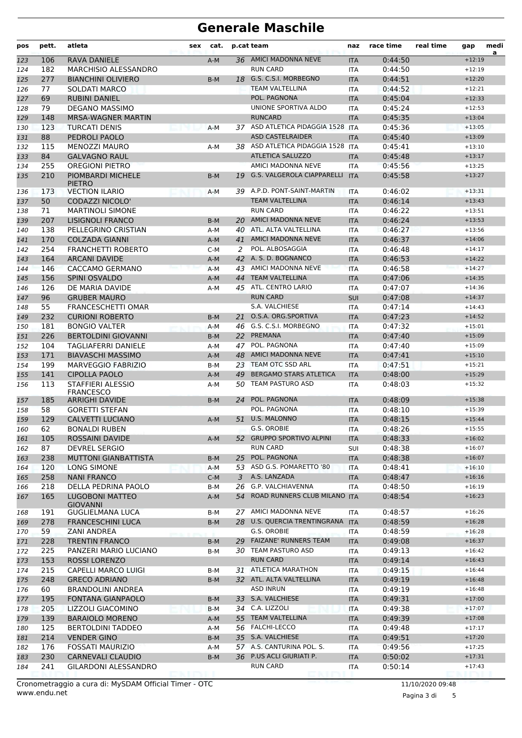# Generale Maschile

| pos | pett. | atleta | sex | cat. | p.cat | team | naz | race time | real time | gap | media |
|---|---|---|---|---|---|---|---|---|---|---|---|
| 123 | 106 | RAVA DANIELE | | A-M | 36 | AMICI MADONNA NEVE | ITA | 0:44:50 | | +12:19 | |
| 124 | 182 | MARCHISIO ALESSANDRO | | | | RUN CARD | ITA | 0:44:50 | | +12:19 | |
| 125 | 277 | BIANCHINI OLIVIERO | | B-M | 18 | G.S. C.S.I. MORBEGNO | ITA | 0:44:51 | | +12:20 | |
| 126 | 77 | SOLDATI MARCO | | | | TEAM VALTELLINA | ITA | 0:44:52 | | +12:21 | |
| 127 | 69 | RUBINI DANIEL | | | | POL. PAGNONA | ITA | 0:45:04 | | +12:33 | |
| 128 | 79 | DEGANO MASSIMO | | | | UNIONE SPORTIVA ALDO | ITA | 0:45:24 | | +12:53 | |
| 129 | 148 | MRSA-WAGNER MARTIN | | | | RUNCARD | ITA | 0:45:35 | | +13:04 | |
| 130 | 123 | TURCATI DENIS | | A-M | 37 | ASD ATLETICA PIDAGGIA 1528 | ITA | 0:45:36 | | +13:05 | |
| 131 | 88 | PEDROLI PAOLO | | | | ASD CASTELRAIDER | ITA | 0:45:40 | | +13:09 | |
| 132 | 115 | MENOZZI MAURO | | A-M | 38 | ASD ATLETICA PIDAGGIA 1528 | ITA | 0:45:41 | | +13:10 | |
| 133 | 84 | GALVAGNO RAUL | | | | ATLETICA SALUZZO | ITA | 0:45:48 | | +13:17 | |
| 134 | 255 | OREGIONI PIETRO | | | | AMICI MADONNA NEVE | ITA | 0:45:56 | | +13:25 | |
| 135 | 210 | PIOMBARDI MICHELE PIETRO | | B-M | 19 | G.S. VALGEROLA CIAPPARELLI | ITA | 0:45:58 | | +13:27 | |
| 136 | 173 | VECTION ILARIO | | A-M | 39 | A.P.D. PONT-SAINT-MARTIN | ITA | 0:46:02 | | +13:31 | |
| 137 | 50 | CODAZZI NICOLO' | | | | TEAM VALTELLINA | ITA | 0:46:14 | | +13:43 | |
| 138 | 71 | MARTINOLI SIMONE | | | | RUN CARD | ITA | 0:46:22 | | +13:51 | |
| 139 | 207 | LISIGNOLI FRANCO | | B-M | 20 | AMICI MADONNA NEVE | ITA | 0:46:24 | | +13:53 | |
| 140 | 138 | PELLEGRINO CRISTIAN | | A-M | 40 | ATL. ALTA VALTELLINA | ITA | 0:46:27 | | +13:56 | |
| 141 | 170 | COLZADA GIANNI | | A-M | 41 | AMICI MADONNA NEVE | ITA | 0:46:37 | | +14:06 | |
| 142 | 254 | FRANCHETTI ROBERTO | | C-M | 2 | POL. ALBOSAGGIA | ITA | 0:46:48 | | +14:17 | |
| 143 | 164 | ARCANI DAVIDE | | A-M | 42 | A. S. D. BOGNANCO | ITA | 0:46:53 | | +14:22 | |
| 144 | 146 | CACCAMO GERMANO | | A-M | 43 | AMICI MADONNA NEVE | ITA | 0:46:58 | | +14:27 | |
| 145 | 156 | SPINI OSVALDO | | A-M | 44 | TEAM VALTELLINA | ITA | 0:47:06 | | +14:35 | |
| 146 | 126 | DE MARIA DAVIDE | | A-M | 45 | ATL. CENTRO LARIO | ITA | 0:47:07 | | +14:36 | |
| 147 | 96 | GRUBER MAURO | | | | RUN CARD | SUI | 0:47:08 | | +14:37 | |
| 148 | 55 | FRANCESCHETTI OMAR | | | | S.A. VALCHIESE | ITA | 0:47:14 | | +14:43 | |
| 149 | 232 | CURIONI ROBERTO | | B-M | 21 | O.S.A. ORG.SPORTIVA | ITA | 0:47:23 | | +14:52 | |
| 150 | 181 | BONGIO VALTER | | A-M | 46 | G.S. C.S.I. MORBEGNO | ITA | 0:47:32 | | +15:01 | |
| 151 | 226 | BERTOLDINI GIOVANNI | | B-M | 22 | PREMANA | ITA | 0:47:40 | | +15:09 | |
| 152 | 104 | TAGLIAFERRI DANIELE | | A-M | 47 | POL. PAGNONA | ITA | 0:47:40 | | +15:09 | |
| 153 | 171 | BIAVASCHI MASSIMO | | A-M | 48 | AMICI MADONNA NEVE | ITA | 0:47:41 | | +15:10 | |
| 154 | 199 | MARVEGGIO FABRIZIO | | B-M | 23 | TEAM OTC SSD ARL | ITA | 0:47:51 | | +15:21 | |
| 155 | 141 | CIPOLLA PAOLO | | A-M | 49 | BERGAMO STARS ATLETICA | ITA | 0:48:00 | | +15:29 | |
| 156 | 113 | STAFFIERI ALESSIO FRANCESCO | | A-M | 50 | TEAM PASTURO ASD | ITA | 0:48:03 | | +15:32 | |
| 157 | 185 | ARRIGHI DAVIDE | | B-M | 24 | POL. PAGNONA | ITA | 0:48:09 | | +15:38 | |
| 158 | 58 | GORETTI STEFAN | | | | POL. PAGNONA | ITA | 0:48:10 | | +15:39 | |
| 159 | 129 | CALVETTI LUCIANO | | A-M | 51 | U.S. MALONNO | ITA | 0:48:15 | | +15:44 | |
| 160 | 62 | BONALDI RUBEN | | | | G.S. OROBIE | ITA | 0:48:26 | | +15:55 | |
| 161 | 105 | ROSSAINI DAVIDE | | A-M | 52 | GRUPPO SPORTIVO ALPINI | ITA | 0:48:33 | | +16:02 | |
| 162 | 87 | DEVREL SERGIO | | | | RUN CARD | SUI | 0:48:38 | | +16:07 | |
| 163 | 238 | MUTTONI GIANBATTISTA | | B-M | 25 | POL. PAGNONA | ITA | 0:48:38 | | +16:07 | |
| 164 | 120 | LONG SIMONE | | A-M | 53 | ASD G.S. POMARETTO '80 | ITA | 0:48:41 | | +16:10 | |
| 165 | 258 | NANI FRANCO | | C-M | 3 | A.S. LANZADA | ITA | 0:48:47 | | +16:16 | |
| 166 | 218 | DELLA PEDRINA PAOLO | | B-M | 26 | G.P. VALCHIAVENNA | ITA | 0:48:50 | | +16:19 | |
| 167 | 165 | LUGOBONI MATTEO GIOVANNI | | A-M | 54 | ROAD RUNNERS CLUB MILANO | ITA | 0:48:54 | | +16:23 | |
| 168 | 191 | GUGLIELMANA LUCA | | B-M | 27 | AMICI MADONNA NEVE | ITA | 0:48:57 | | +16:26 | |
| 169 | 278 | FRANCESCHINI LUCA | | B-M | 28 | U.S. QUERCIA TRENTINGRANA | ITA | 0:48:59 | | +16:28 | |
| 170 | 59 | ZANI ANDREA | | | | G.S. OROBIE | ITA | 0:48:59 | | +16:28 | |
| 171 | 228 | TRENTIN FRANCO | | B-M | 29 | FAIZANE' RUNNERS TEAM | ITA | 0:49:08 | | +16:37 | |
| 172 | 225 | PANZERI MARIO LUCIANO | | B-M | 30 | TEAM PASTURO ASD | ITA | 0:49:13 | | +16:42 | |
| 173 | 153 | ROSSI LORENZO | | | | RUN CARD | ITA | 0:49:14 | | +16:43 | |
| 174 | 215 | CAPELLI MARCO LUIGI | | B-M | 31 | ATLETICA MARATHON | ITA | 0:49:15 | | +16:44 | |
| 175 | 248 | GRECO ADRIANO | | B-M | 32 | ATL. ALTA VALTELLINA | ITA | 0:49:19 | | +16:48 | |
| 176 | 60 | BRANDOLINI ANDREA | | | | ASD INRUN | ITA | 0:49:19 | | +16:48 | |
| 177 | 195 | FONTANA GIANPAOLO | | B-M | 33 | S.A. VALCHIESE | ITA | 0:49:31 | | +17:00 | |
| 178 | 205 | LIZZOLI GIACOMINO | | B-M | 34 | C.A. LIZZOLI | ITA | 0:49:38 | | +17:07 | |
| 179 | 139 | BARAIOLO MORENO | | A-M | 55 | TEAM VALTELLINA | ITA | 0:49:39 | | +17:08 | |
| 180 | 125 | BERTOLDINI TADDEO | | A-M | 56 | FALCHI-LECCO | ITA | 0:49:48 | | +17:17 | |
| 181 | 214 | VENDER GINO | | B-M | 35 | S.A. VALCHIESE | ITA | 0:49:51 | | +17:20 | |
| 182 | 176 | FOSSATI MAURIZIO | | A-M | 57 | A.S. CANTURINA POL. S. | ITA | 0:49:56 | | +17:25 | |
| 183 | 230 | CARNEVALI CLAUDIO | | B-M | 36 | P.US ACLI GIURIATI P. | ITA | 0:50:02 | | +17:31 | |
| 184 | 241 | GILARDONI ALESSANDRO | | | | RUN CARD | ITA | 0:50:14 | | +17:43 | |

Cronometraggio a cura di: MySDAM Official Timer - OTC
www.endu.net

11/10/2020 09:48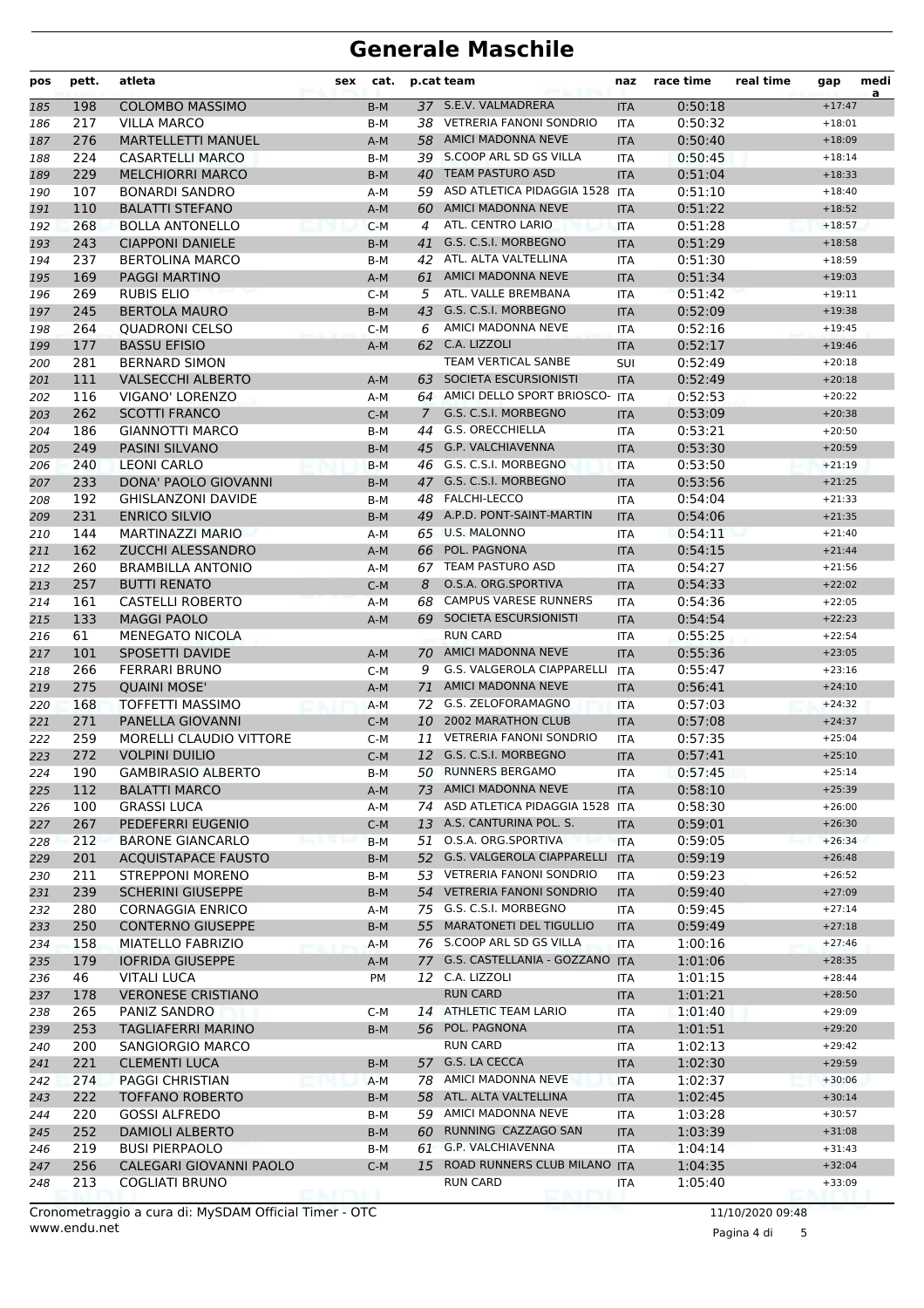# Generale Maschile

| pos | pett. | atleta | sex | cat. | p.cat | team | naz | race time | real time | gap | media |
|---|---|---|---|---|---|---|---|---|---|---|---|
| 185 | 198 | COLOMBO MASSIMO | | B-M | 37 | S.E.V. VALMADRERA | ITA | 0:50:18 | | +17:47 | |
| 186 | 217 | VILLA MARCO | | B-M | 38 | VETRERIA FANONI SONDRIO | ITA | 0:50:32 | | +18:01 | |
| 187 | 276 | MARTELLETTI MANUEL | | A-M | 58 | AMICI MADONNA NEVE | ITA | 0:50:40 | | +18:09 | |
| 188 | 224 | CASARTELLI MARCO | | B-M | 39 | S.COOP ARL SD GS VILLA | ITA | 0:50:45 | | +18:14 | |
| 189 | 229 | MELCHIORRI MARCO | | B-M | 40 | TEAM PASTURO ASD | ITA | 0:51:04 | | +18:33 | |
| 190 | 107 | BONARDI SANDRO | | A-M | 59 | ASD ATLETICA PIDAGGIA 1528 | ITA | 0:51:10 | | +18:40 | |
| 191 | 110 | BALATTI STEFANO | | A-M | 60 | AMICI MADONNA NEVE | ITA | 0:51:22 | | +18:52 | |
| 192 | 268 | BOLLA ANTONELLO | | C-M | 4 | ATL. CENTRO LARIO | ITA | 0:51:28 | | +18:57 | |
| 193 | 243 | CIAPPONI DANIELE | | B-M | 41 | G.S. C.S.I. MORBEGNO | ITA | 0:51:29 | | +18:58 | |
| 194 | 237 | BERTOLINA MARCO | | B-M | 42 | ATL. ALTA VALTELLINA | ITA | 0:51:30 | | +18:59 | |
| 195 | 169 | PAGGI MARTINO | | A-M | 61 | AMICI MADONNA NEVE | ITA | 0:51:34 | | +19:03 | |
| 196 | 269 | RUBIS ELIO | | C-M | 5 | ATL. VALLE BREMBANA | ITA | 0:51:42 | | +19:11 | |
| 197 | 245 | BERTOLA MAURO | | B-M | 43 | G.S. C.S.I. MORBEGNO | ITA | 0:52:09 | | +19:38 | |
| 198 | 264 | QUADRONI CELSO | | C-M | 6 | AMICI MADONNA NEVE | ITA | 0:52:16 | | +19:45 | |
| 199 | 177 | BASSU EFISIO | | A-M | 62 | C.A. LIZZOLI | ITA | 0:52:17 | | +19:46 | |
| 200 | 281 | BERNARD SIMON | | | | TEAM VERTICAL SANBE | SUI | 0:52:49 | | +20:18 | |
| 201 | 111 | VALSECCHI ALBERTO | | A-M | 63 | SOCIETA ESCURSIONISTI | ITA | 0:52:49 | | +20:18 | |
| 202 | 116 | VIGANO' LORENZO | | A-M | 64 | AMICI DELLO SPORT BRIOSCO- | ITA | 0:52:53 | | +20:22 | |
| 203 | 262 | SCOTTI FRANCO | | C-M | 7 | G.S. C.S.I. MORBEGNO | ITA | 0:53:09 | | +20:38 | |
| 204 | 186 | GIANNOTTI MARCO | | B-M | 44 | G.S. ORECCHIELLA | ITA | 0:53:21 | | +20:50 | |
| 205 | 249 | PASINI SILVANO | | B-M | 45 | G.P. VALCHIAVENNA | ITA | 0:53:30 | | +20:59 | |
| 206 | 240 | LEONI CARLO | | B-M | 46 | G.S. C.S.I. MORBEGNO | ITA | 0:53:50 | | +21:19 | |
| 207 | 233 | DONA' PAOLO GIOVANNI | | B-M | 47 | G.S. C.S.I. MORBEGNO | ITA | 0:53:56 | | +21:25 | |
| 208 | 192 | GHISLANZONI DAVIDE | | B-M | 48 | FALCHI-LECCO | ITA | 0:54:04 | | +21:33 | |
| 209 | 231 | ENRICO SILVIO | | B-M | 49 | A.P.D. PONT-SAINT-MARTIN | ITA | 0:54:06 | | +21:35 | |
| 210 | 144 | MARTINAZZI MARIO | | A-M | 65 | U.S. MALONNO | ITA | 0:54:11 | | +21:40 | |
| 211 | 162 | ZUCCHI ALESSANDRO | | A-M | 66 | POL. PAGNONA | ITA | 0:54:15 | | +21:44 | |
| 212 | 260 | BRAMBILLA ANTONIO | | A-M | 67 | TEAM PASTURO ASD | ITA | 0:54:27 | | +21:56 | |
| 213 | 257 | BUTTI RENATO | | C-M | 8 | O.S.A. ORG.SPORTIVA | ITA | 0:54:33 | | +22:02 | |
| 214 | 161 | CASTELLI ROBERTO | | A-M | 68 | CAMPUS VARESE RUNNERS | ITA | 0:54:36 | | +22:05 | |
| 215 | 133 | MAGGI PAOLO | | A-M | 69 | SOCIETA ESCURSIONISTI | ITA | 0:54:54 | | +22:23 | |
| 216 | 61 | MENEGATO NICOLA | | | | RUN CARD | ITA | 0:55:25 | | +22:54 | |
| 217 | 101 | SPOSETTI DAVIDE | | A-M | 70 | AMICI MADONNA NEVE | ITA | 0:55:36 | | +23:05 | |
| 218 | 266 | FERRARI BRUNO | | C-M | 9 | G.S. VALGEROLA CIAPPARELLI | ITA | 0:55:47 | | +23:16 | |
| 219 | 275 | QUAINI MOSE' | | A-M | 71 | AMICI MADONNA NEVE | ITA | 0:56:41 | | +24:10 | |
| 220 | 168 | TOFFETTI MASSIMO | | A-M | 72 | G.S. ZELOFORAMAGNO | ITA | 0:57:03 | | +24:32 | |
| 221 | 271 | PANELLA GIOVANNI | | C-M | 10 | 2002 MARATHON CLUB | ITA | 0:57:08 | | +24:37 | |
| 222 | 259 | MORELLI CLAUDIO VITTORE | | C-M | 11 | VETRERIA FANONI SONDRIO | ITA | 0:57:35 | | +25:04 | |
| 223 | 272 | VOLPINI DUILIO | | C-M | 12 | G.S. C.S.I. MORBEGNO | ITA | 0:57:41 | | +25:10 | |
| 224 | 190 | GAMBIRASIO ALBERTO | | B-M | 50 | RUNNERS BERGAMO | ITA | 0:57:45 | | +25:14 | |
| 225 | 112 | BALATTI MARCO | | A-M | 73 | AMICI MADONNA NEVE | ITA | 0:58:10 | | +25:39 | |
| 226 | 100 | GRASSI LUCA | | A-M | 74 | ASD ATLETICA PIDAGGIA 1528 | ITA | 0:58:30 | | +26:00 | |
| 227 | 267 | PEDEFERRI EUGENIO | | C-M | 13 | A.S. CANTURINA POL. S. | ITA | 0:59:01 | | +26:30 | |
| 228 | 212 | BARONE GIANCARLO | | B-M | 51 | O.S.A. ORG.SPORTIVA | ITA | 0:59:05 | | +26:34 | |
| 229 | 201 | ACQUISTAPACE FAUSTO | | B-M | 52 | G.S. VALGEROLA CIAPPARELLI | ITA | 0:59:19 | | +26:48 | |
| 230 | 211 | STREPPONI MORENO | | B-M | 53 | VETRERIA FANONI SONDRIO | ITA | 0:59:23 | | +26:52 | |
| 231 | 239 | SCHERINI GIUSEPPE | | B-M | 54 | VETRERIA FANONI SONDRIO | ITA | 0:59:40 | | +27:09 | |
| 232 | 280 | CORNAGGIA ENRICO | | A-M | 75 | G.S. C.S.I. MORBEGNO | ITA | 0:59:45 | | +27:14 | |
| 233 | 250 | CONTERNO GIUSEPPE | | B-M | 55 | MARATONETI DEL TIGULLIO | ITA | 0:59:49 | | +27:18 | |
| 234 | 158 | MIATELLO FABRIZIO | | A-M | 76 | S.COOP ARL SD GS VILLA | ITA | 1:00:16 | | +27:46 | |
| 235 | 179 | IOFRIDA GIUSEPPE | | A-M | 77 | G.S. CASTELLANIA - GOZZANO | ITA | 1:01:06 | | +28:35 | |
| 236 | 46 | VITALI LUCA | | PM | 12 | C.A. LIZZOLI | ITA | 1:01:15 | | +28:44 | |
| 237 | 178 | VERONESE CRISTIANO | | | | RUN CARD | ITA | 1:01:21 | | +28:50 | |
| 238 | 265 | PANIZ SANDRO | | C-M | 14 | ATHLETIC TEAM LARIO | ITA | 1:01:40 | | +29:09 | |
| 239 | 253 | TAGLIAFERRI MARINO | | B-M | 56 | POL. PAGNONA | ITA | 1:01:51 | | +29:20 | |
| 240 | 200 | SANGIORGIO MARCO | | | | RUN CARD | ITA | 1:02:13 | | +29:42 | |
| 241 | 221 | CLEMENTI LUCA | | B-M | 57 | G.S. LA CECCA | ITA | 1:02:30 | | +29:59 | |
| 242 | 274 | PAGGI CHRISTIAN | | A-M | 78 | AMICI MADONNA NEVE | ITA | 1:02:37 | | +30:06 | |
| 243 | 222 | TOFFANO ROBERTO | | B-M | 58 | ATL. ALTA VALTELLINA | ITA | 1:02:45 | | +30:14 | |
| 244 | 220 | GOSSI ALFREDO | | B-M | 59 | AMICI MADONNA NEVE | ITA | 1:03:28 | | +30:57 | |
| 245 | 252 | DAMIOLI ALBERTO | | B-M | 60 | RUNNING CAZZAGO SAN | ITA | 1:03:39 | | +31:08 | |
| 246 | 219 | BUSI PIERPAOLO | | B-M | 61 | G.P. VALCHIAVENNA | ITA | 1:04:14 | | +31:43 | |
| 247 | 256 | CALEGARI GIOVANNI PAOLO | | C-M | 15 | ROAD RUNNERS CLUB MILANO | ITA | 1:04:35 | | +32:04 | |
| 248 | 213 | COGLIATI BRUNO | | | | RUN CARD | ITA | 1:05:40 | | +33:09 | |

Cronometraggio a cura di: MySDAM Official Timer - OTC
www.endu.net

11/10/2020 09:48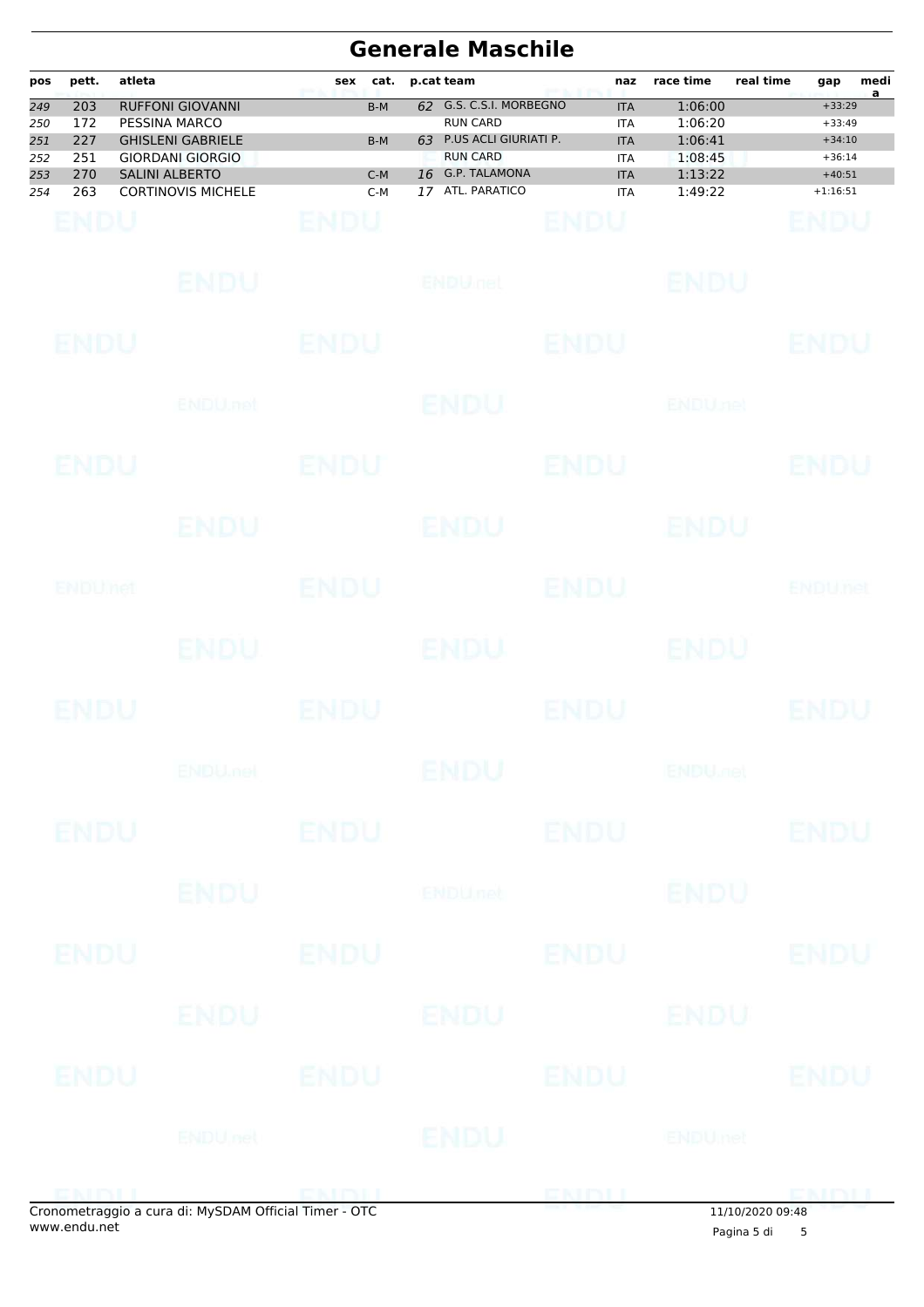# Generale Maschile

| pos | pett. | atleta | sex | cat. | p.cat | team | naz | race time | real time | gap | media |
|---|---|---|---|---|---|---|---|---|---|---|---|
| 249 | 203 | RUFFONI GIOVANNI | | B-M | 62 | G.S. C.S.I. MORBEGNO | ITA | 1:06:00 | | +33:29 | |
| 250 | 172 | PESSINA MARCO | | | | RUN CARD | ITA | 1:06:20 | | +33:49 | |
| 251 | 227 | GHISLENI GABRIELE | | B-M | 63 | P.US ACLI GIURIATI P. | ITA | 1:06:41 | | +34:10 | |
| 252 | 251 | GIORDANI GIORGIO | | | | RUN CARD | ITA | 1:08:45 | | +36:14 | |
| 253 | 270 | SALINI ALBERTO | | C-M | 16 | G.P. TALAMONA | ITA | 1:13:22 | | +40:51 | |
| 254 | 263 | CORTINOVIS MICHELE | | C-M | 17 | ATL. PARATICO | ITA | 1:49:22 | | +1:16:51 | |

Cronometraggio a cura di: MySDAM Official Timer - OTC
www.endu.net

11/10/2020 09:48